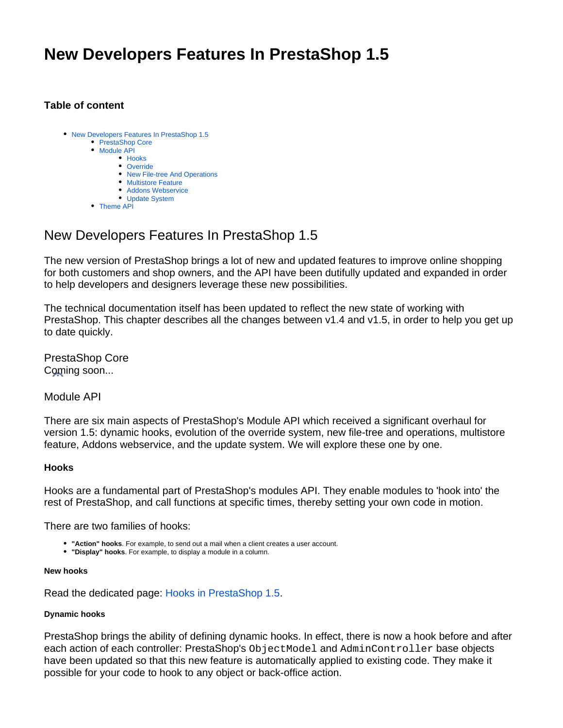# New Developers Features In PrestaShop 1.5

### Table of content

- New Developers Features In PrestaShop 1.5
  - PrestaShop Core
  - Module API
    - Hooks
    - Override
    - New File-tree And Operations
    - Multistore Feature
    - Addons Webservice
    - Update System
  - Theme API

## New Developers Features In PrestaShop 1.5

The new version of PrestaShop brings a lot of new and updated features to improve online shopping for both customers and shop owners, and the API have been dutifully updated and expanded in order to help developers and designers leverage these new possibilities.

The technical documentation itself has been updated to reflect the new state of working with PrestaShop. This chapter describes all the changes between v1.4 and v1.5, in order to help you get up to date quickly.

### PrestaShop Core

Coming soon...

### Module API

There are six main aspects of PrestaShop's Module API which received a significant overhaul for version 1.5: dynamic hooks, evolution of the override system, new file-tree and operations, multistore feature, Addons webservice, and the update system. We will explore these one by one.

#### Hooks

Hooks are a fundamental part of PrestaShop's modules API. They enable modules to 'hook into' the rest of PrestaShop, and call functions at specific times, thereby setting your own code in motion.

There are two families of hooks:

- **"Action" hooks**. For example, to send out a mail when a client creates a user account.
- **"Display" hooks**. For example, to display a module in a column.

##### New hooks

Read the dedicated page: Hooks in PrestaShop 1.5.

###### Dynamic hooks

PrestaShop brings the ability of defining dynamic hooks. In effect, there is now a hook before and after each action of each controller: PrestaShop's `ObjectModel` and `AdminController` base objects have been updated so that this new feature is automatically applied to existing code. They make it possible for your code to hook to any object or back-office action.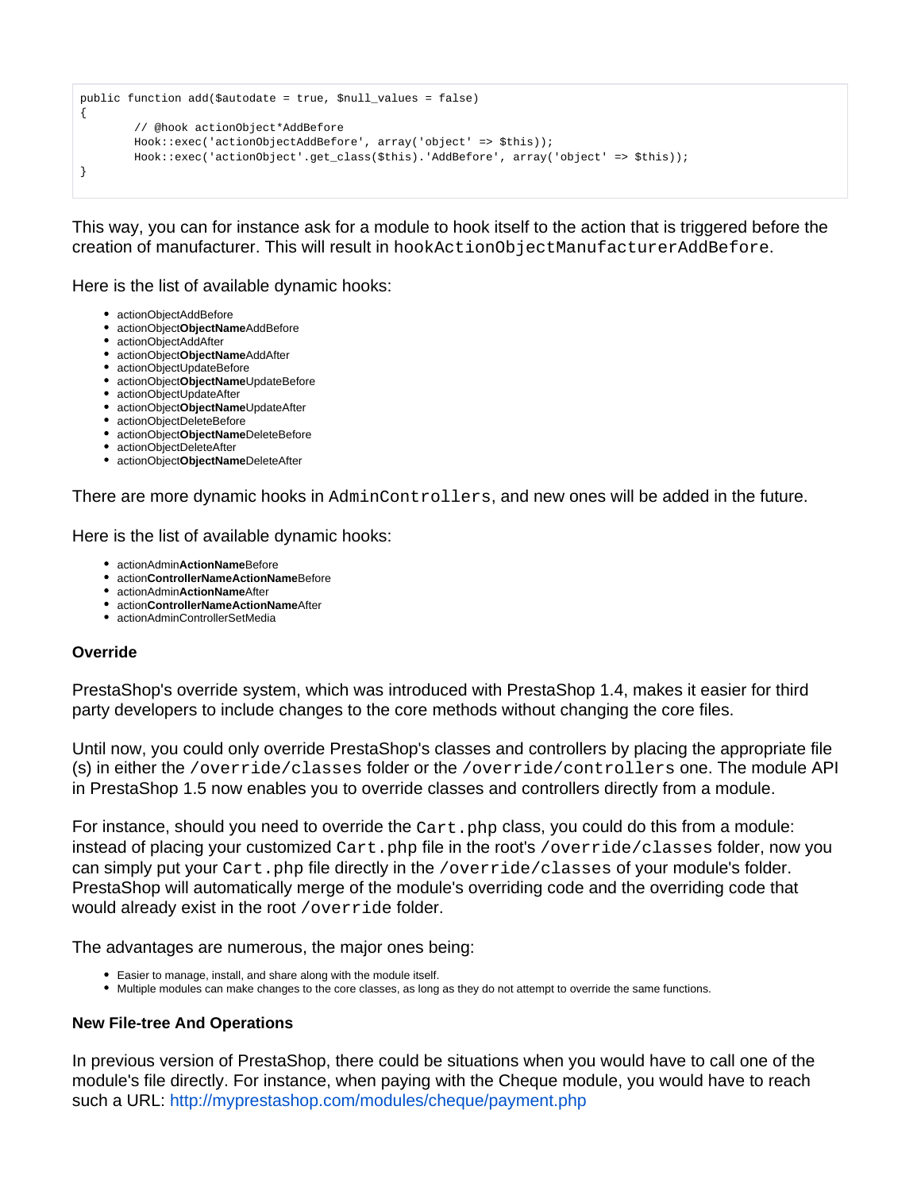```
public function add($autodate = true, $null_values = false)
{
        // @hook actionObject*AddBefore
        Hook::exec('actionObjectAddBefore', array('object' => $this));
        Hook::exec('actionObject'.get_class($this).'AddBefore', array('object' => $this));
}
```

This way, you can for instance ask for a module to hook itself to the action that is triggered before the creation of manufacturer. This will result in `hookActionObjectManufacturerAddBefore`.

Here is the list of available dynamic hooks:

- actionObjectAddBefore
- actionObject**ObjectName**AddBefore
- actionObjectAddAfter
- actionObject**ObjectName**AddAfter
- actionObjectUpdateBefore
- actionObject**ObjectName**UpdateBefore
- actionObjectUpdateAfter
- actionObject**ObjectName**UpdateAfter
- actionObjectDeleteBefore
- actionObject**ObjectName**DeleteBefore
- actionObjectDeleteAfter
- actionObject**ObjectName**DeleteAfter

There are more dynamic hooks in `AdminControllers`, and new ones will be added in the future.

Here is the list of available dynamic hooks:

- actionAdmin**ActionName**Before
- action**ControllerNameActionName**Before
- actionAdmin**ActionName**After
- action**ControllerNameActionName**After
- actionAdminControllerSetMedia

#### Override

PrestaShop's override system, which was introduced with PrestaShop 1.4, makes it easier for third party developers to include changes to the core methods without changing the core files.

Until now, you could only override PrestaShop's classes and controllers by placing the appropriate file (s) in either the `/override/classes` folder or the `/override/controllers` one. The module API in PrestaShop 1.5 now enables you to override classes and controllers directly from a module.

For instance, should you need to override the `Cart.php` class, you could do this from a module: instead of placing your customized `Cart.php` file in the root's `/override/classes` folder, now you can simply put your `Cart.php` file directly in the `/override/classes` of your module's folder. PrestaShop will automatically merge of the module's overriding code and the overriding code that would already exist in the root `/override` folder.

The advantages are numerous, the major ones being:

- Easier to manage, install, and share along with the module itself.
- Multiple modules can make changes to the core classes, as long as they do not attempt to override the same functions.

#### New File-tree And Operations

In previous version of PrestaShop, there could be situations when you would have to call one of the module's file directly. For instance, when paying with the Cheque module, you would have to reach such a URL: http://myprestashop.com/modules/cheque/payment.php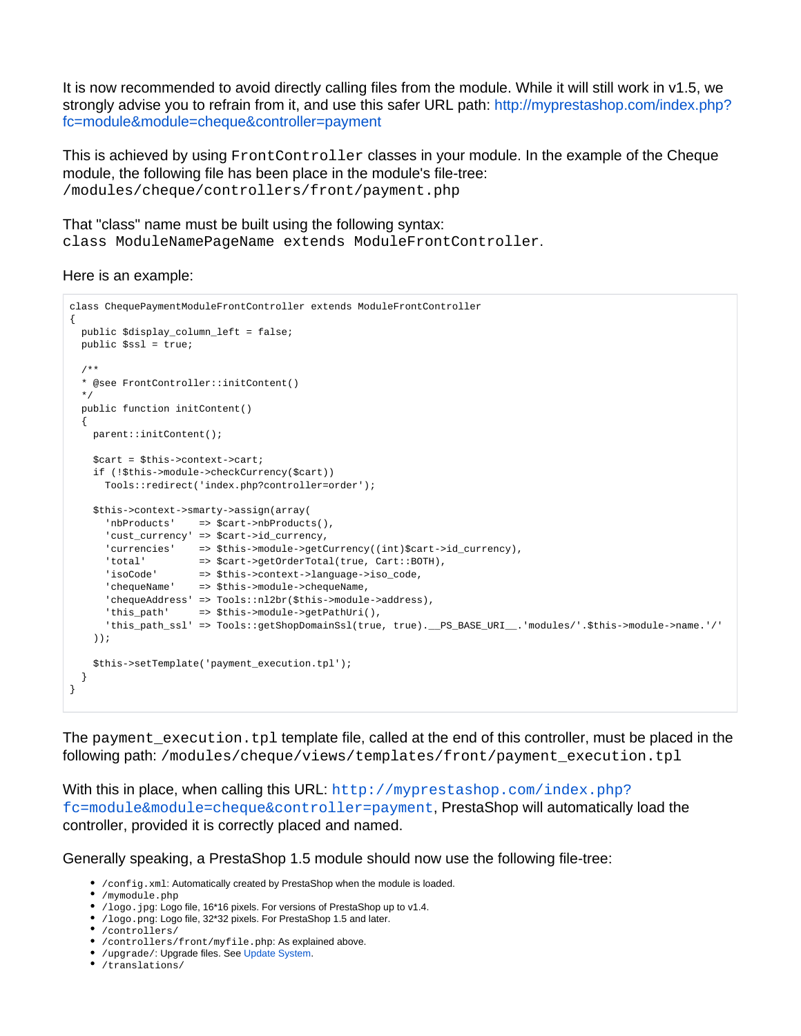It is now recommended to avoid directly calling files from the module. While it will still work in v1.5, we strongly advise you to refrain from it, and use this safer URL path: http://myprestashop.com/index.php?fc=module&module=cheque&controller=payment

This is achieved by using `FrontController` classes in your module. In the example of the Cheque module, the following file has been place in the module's file-tree: `/modules/cheque/controllers/front/payment.php`

That "class" name must be built using the following syntax: `class ModuleNamePageName extends ModuleFrontController`.

Here is an example:

```
class ChequePaymentModuleFrontController extends ModuleFrontController
{
  public $display_column_left = false;
  public $ssl = true;

  /**
  * @see FrontController::initContent()
  */
  public function initContent()
  {
    parent::initContent();

    $cart = $this->context->cart;
    if (!$this->module->checkCurrency($cart))
      Tools::redirect('index.php?controller=order');

    $this->context->smarty->assign(array(
      'nbProducts'    => $cart->nbProducts(),
      'cust_currency' => $cart->id_currency,
      'currencies'    => $this->module->getCurrency((int)$cart->id_currency),
      'total'         => $cart->getOrderTotal(true, Cart::BOTH),
      'isoCode'       => $this->context->language->iso_code,
      'chequeName'    => $this->module->chequeName,
      'chequeAddress' => Tools::nl2br($this->module->address),
      'this_path'     => $this->module->getPathUri(),
      'this_path_ssl' => Tools::getShopDomainSsl(true, true).__PS_BASE_URI__.'modules/'.$this->module->name.'/'
    ));

    $this->setTemplate('payment_execution.tpl');
  }
}
```

The `payment_execution.tpl` template file, called at the end of this controller, must be placed in the following path: `/modules/cheque/views/templates/front/payment_execution.tpl`

With this in place, when calling this URL: `http://myprestashop.com/index.php?fc=module&module=cheque&controller=payment`, PrestaShop will automatically load the controller, provided it is correctly placed and named.

Generally speaking, a PrestaShop 1.5 module should now use the following file-tree:

- `/config.xml`: Automatically created by PrestaShop when the module is loaded.
- `/mymodule.php`
- `/logo.jpg`: Logo file, 16*16 pixels. For versions of PrestaShop up to v1.4.
- `/logo.png`: Logo file, 32*32 pixels. For PrestaShop 1.5 and later.
- `/controllers/`
- `/controllers/front/myfile.php`: As explained above.
- `/upgrade/`: Upgrade files. See Update System.
- `/translations/`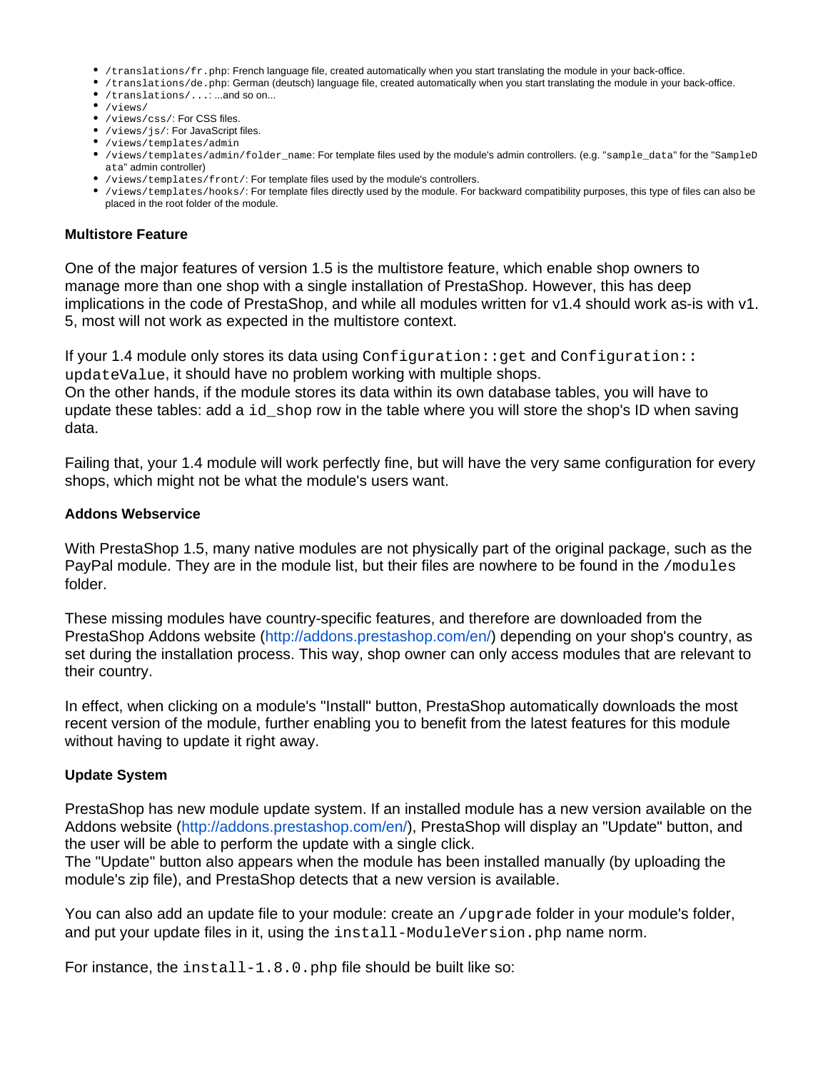- `/translations/fr.php`: French language file, created automatically when you start translating the module in your back-office.
- `/translations/de.php`: German (deutsch) language file, created automatically when you start translating the module in your back-office.
- `/translations/...`: ...and so on...
- `/views/`
- `/views/css/`: For CSS files.
- `/views/js/`: For JavaScript files.
- `/views/templates/admin`
- `/views/templates/admin/folder_name`: For template files used by the module's admin controllers. (e.g. "`sample_data`" for the "`SampleData`" admin controller)
- `/views/templates/front/`: For template files used by the module's controllers.
- `/views/templates/hooks/`: For template files directly used by the module. For backward compatibility purposes, this type of files can also be placed in the root folder of the module.

#### Multistore Feature

One of the major features of version 1.5 is the multistore feature, which enable shop owners to manage more than one shop with a single installation of PrestaShop. However, this has deep implications in the code of PrestaShop, and while all modules written for v1.4 should work as-is with v1.5, most will not work as expected in the multistore context.

If your 1.4 module only stores its data using `Configuration::get` and `Configuration::updateValue`, it should have no problem working with multiple shops.
On the other hands, if the module stores its data within its own database tables, you will have to update these tables: add a `id_shop` row in the table where you will store the shop's ID when saving data.

Failing that, your 1.4 module will work perfectly fine, but will have the very same configuration for every shops, which might not be what the module's users want.

#### Addons Webservice

With PrestaShop 1.5, many native modules are not physically part of the original package, such as the PayPal module. They are in the module list, but their files are nowhere to be found in the `/modules` folder.

These missing modules have country-specific features, and therefore are downloaded from the PrestaShop Addons website (http://addons.prestashop.com/en/) depending on your shop's country, as set during the installation process. This way, shop owner can only access modules that are relevant to their country.

In effect, when clicking on a module's "Install" button, PrestaShop automatically downloads the most recent version of the module, further enabling you to benefit from the latest features for this module without having to update it right away.

#### Update System

PrestaShop has new module update system. If an installed module has a new version available on the Addons website (http://addons.prestashop.com/en/), PrestaShop will display an "Update" button, and the user will be able to perform the update with a single click.
The "Update" button also appears when the module has been installed manually (by uploading the module's zip file), and PrestaShop detects that a new version is available.

You can also add an update file to your module: create an `/upgrade` folder in your module's folder, and put your update files in it, using the `install-ModuleVersion.php` name norm.

For instance, the `install-1.8.0.php` file should be built like so: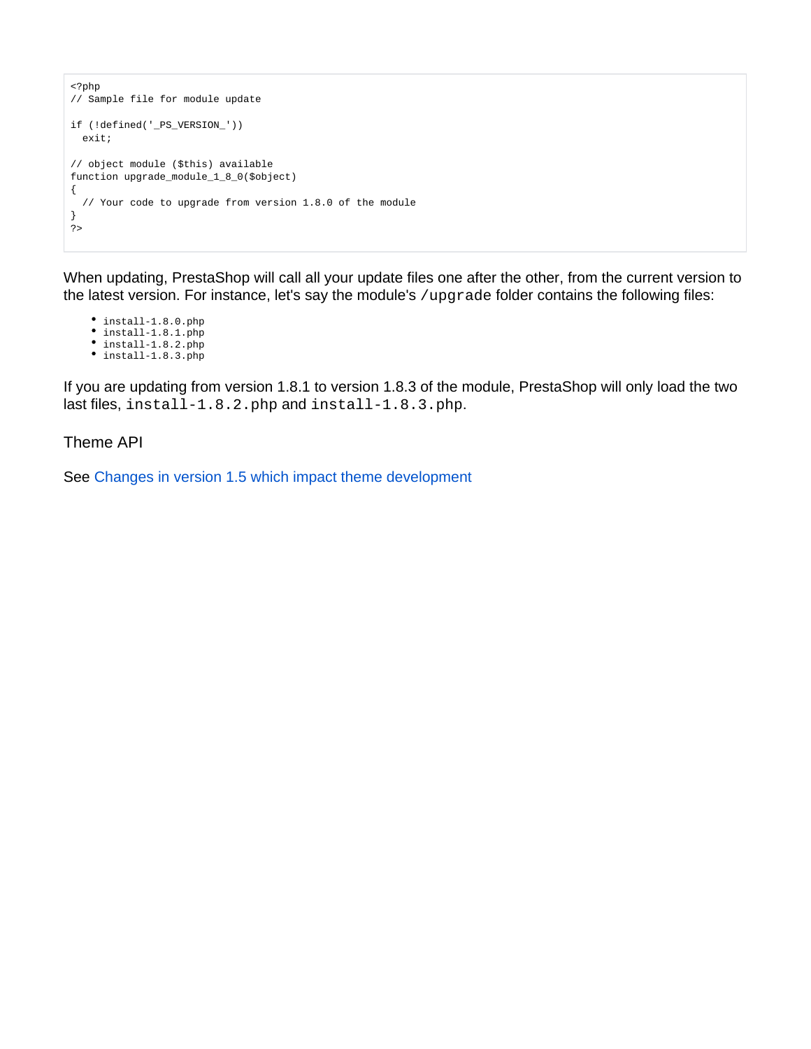```php
<?php
// Sample file for module update

if (!defined('_PS_VERSION_'))
  exit;

// object module ($this) available
function upgrade_module_1_8_0($object)
{
  // Your code to upgrade from version 1.8.0 of the module
}
?>
```

When updating, PrestaShop will call all your update files one after the other, from the current version to the latest version. For instance, let's say the module's `/upgrade` folder contains the following files:

- `install-1.8.0.php`
- `install-1.8.1.php`
- `install-1.8.2.php`
- `install-1.8.3.php`

If you are updating from version 1.8.1 to version 1.8.3 of the module, PrestaShop will only load the two last files, `install-1.8.2.php` and `install-1.8.3.php`.

## Theme API

See Changes in version 1.5 which impact theme development